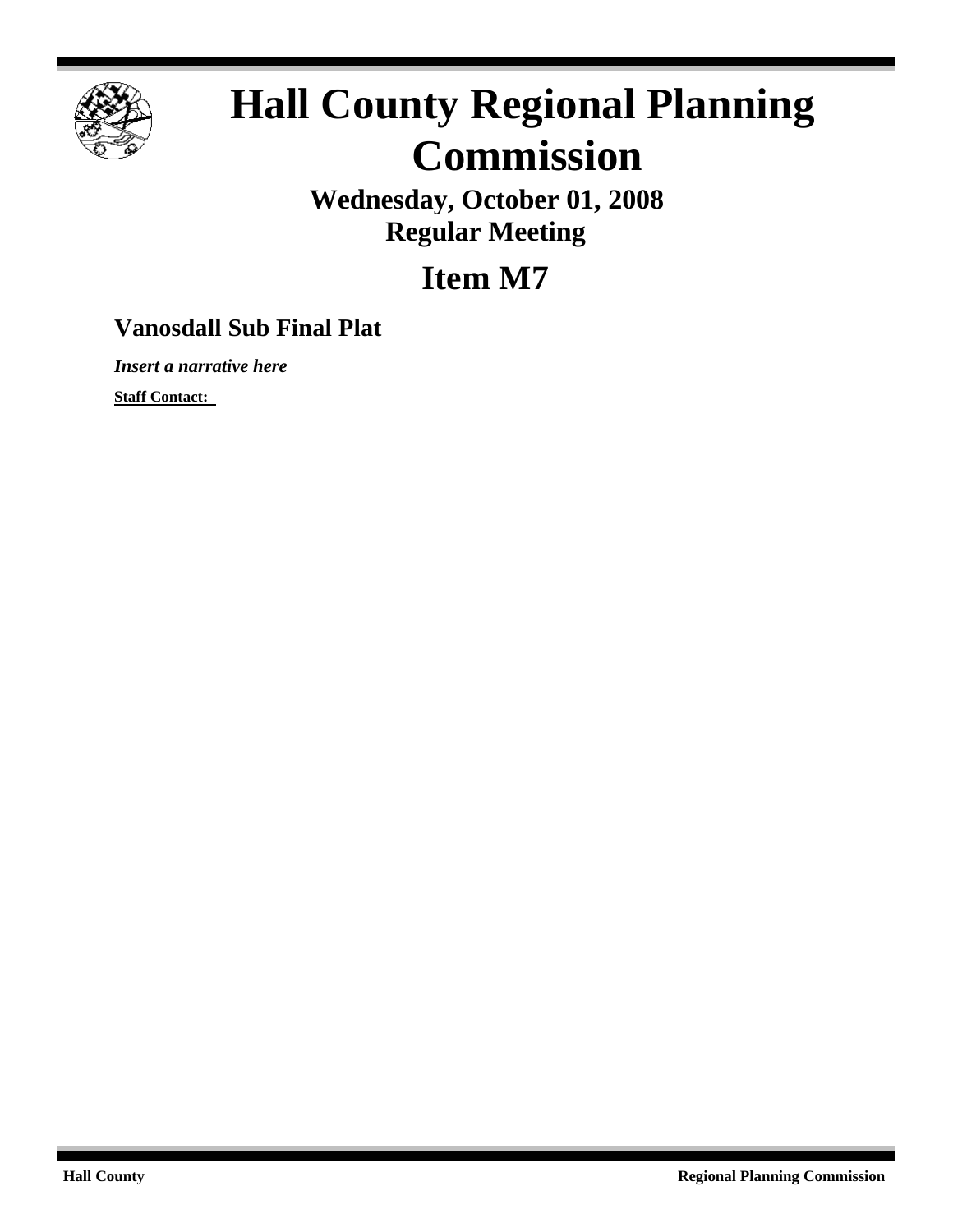# Hall County Regional Planning Commission

**Wednesday, October 01, 2008**
**Regular Meeting**

## Item M7

### Vanosdall Sub Final Plat

***Insert a narrative here***

**Staff Contact:**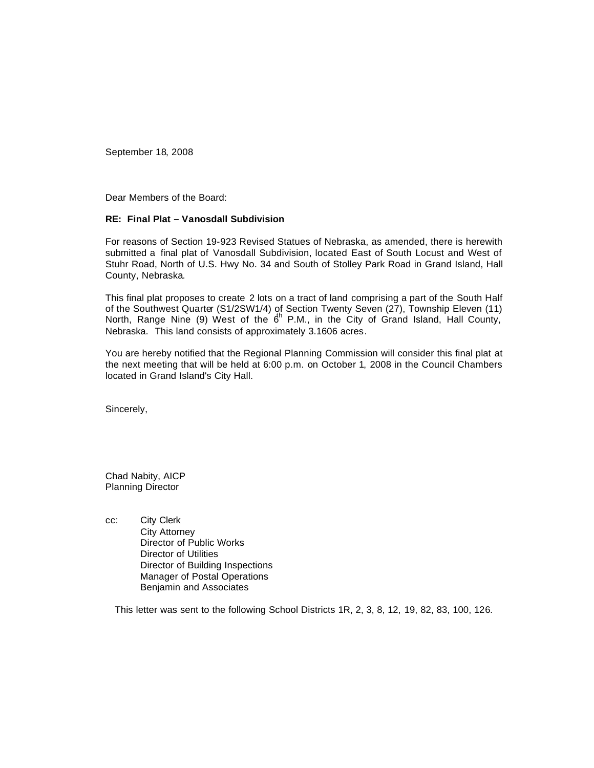September 18, 2008

Dear Members of the Board:

**RE: Final Plat – Vanosdall Subdivision**

For reasons of Section 19-923 Revised Statues of Nebraska, as amended, there is herewith submitted a final plat of Vanosdall Subdivision, located East of South Locust and West of Stuhr Road, North of U.S. Hwy No. 34 and South of Stolley Park Road in Grand Island, Hall County, Nebraska.

This final plat proposes to create 2 lots on a tract of land comprising a part of the South Half of the Southwest Quarter (S1/2SW1/4) of Section Twenty Seven (27), Township Eleven (11) North, Range Nine (9) West of the 6th P.M., in the City of Grand Island, Hall County, Nebraska. This land consists of approximately 3.1606 acres.

You are hereby notified that the Regional Planning Commission will consider this final plat at the next meeting that will be held at 6:00 p.m. on October 1, 2008 in the Council Chambers located in Grand Island's City Hall.

Sincerely,

Chad Nabity, AICP
Planning Director

cc: City Clerk
City Attorney
Director of Public Works
Director of Utilities
Director of Building Inspections
Manager of Postal Operations
Benjamin and Associates

This letter was sent to the following School Districts 1R, 2, 3, 8, 12, 19, 82, 83, 100, 126.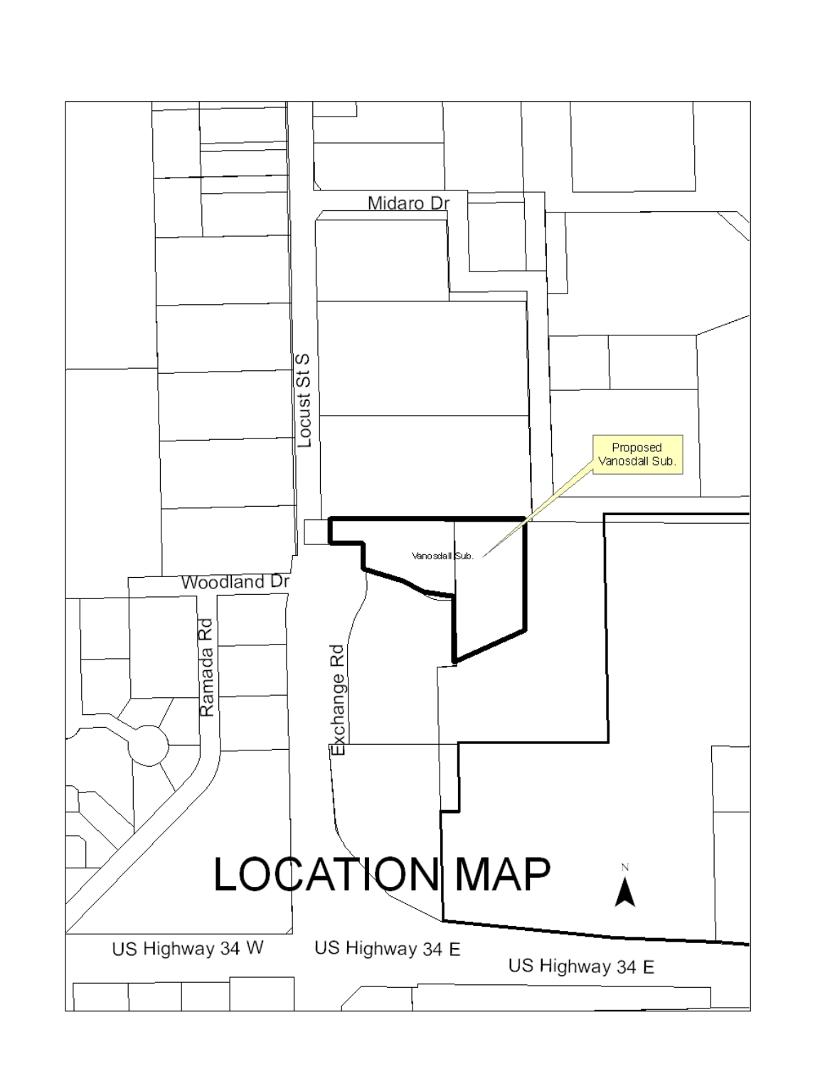# LOCATION MAP

Midaro Dr

Locust St S

Proposed Vanosdall Sub.

Vanosdall Sub.

Woodland Dr

Ramada Rd

Exchange Rd

N

US Highway 34 W

US Highway 34 E

US Highway 34 E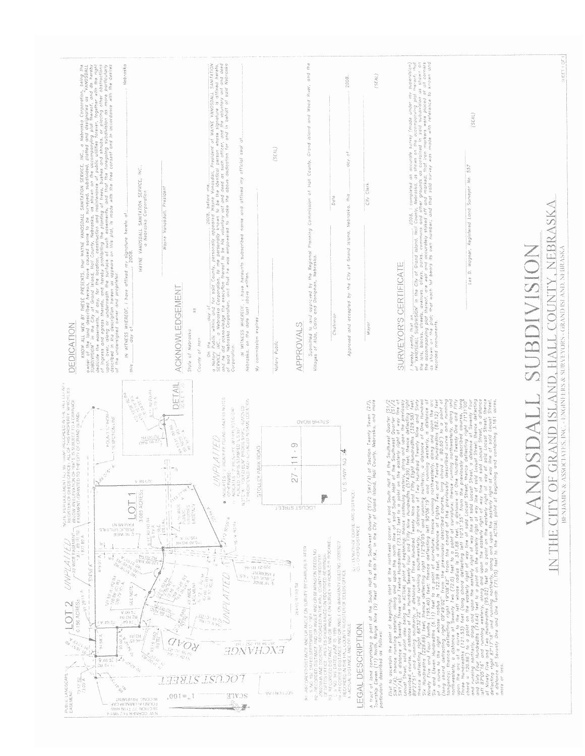# VANOSDALL SUBDIVISION

## IN THE CITY OF GRAND ISLAND, HALL COUNTY, NEBRASKA

BENJAMIN & ASSOCIATES INC. - ENGINEERS & SURVEYORS - GRAND ISLAND, NEBRASKA

NOTE: PERMANENT EASEMENT NO. 99-... RECORDED IN THE HALL COUNTY REGISTER OF DEEDS OFFICE. ALL OF THIS PROPERTY WHICH LIES BELOW AN ELEVATION OF 1845 IS SUBJECT TO A DRAINAGE EASEMENT GRANTED TO THE CITY OF GRAND ISLAND.

LOT 1
3.005 ACRES±

LOT 2
0.156 ACRES±

UNPLATTED

LOCUST STREET

EXCHANGE ROAD

STOLLEY PARK ROAD

STUHR ROAD

U.S. HWY NO. 34

27 - 11 - 9

DETAIL

SCALE 1" = 100'

● INDICATES 5/8" IRON PIPE FOUND UNLESS NOTED OTHERWISE

○ INDICATES 5/8" REBAR WITH A 1-1/4" CAP STAMPED "LS 557" PLACED

(L) LENGTH OF CURVE ARC DISTANCE
(C) CHORD DISTANCE

## LEGAL DESCRIPTION

A tract of land comprising a part of the South Half of the Southwest Quarter (S1/2 SW1/4) of Section Twenty Seven (27), Township Eleven (11) North, Range Nine (9) West of the 6th P.M., in the City of Grand Island, Hall County, Nebraska, and more particularly described as follows:

First to ascertain the point of beginning, start at the northwest corner of said South Half of the Southwest Quarter (S1/2 SW1/4); thence running easterly, along and upon the north line of said South Half of the Southwest Quarter (S1/2 SW1/4), a distance of Seventy Three and Twelve Hundredths (73.12) feet to a point on the easterly right of way line of Locust Street, said point also being the ACTUAL point of beginning; thence continuing easterly, along and upon the last described course, a distance of Five Hundred Seventy Four and Fifty Nine Hundredths (574.59) feet; thence deflecting right 89°27'51" and running southerly, a distance of Three Hundred Twenty Nine and Fifty Eight Hundredths (329.58) feet; thence deflecting right 66°32'22" and running southwesterly, a distance of Two Hundred Twenty Nine and Sixty Six Hundredths (229.66) feet; thence deflecting right 113°54'05" and running ..., a distance of One Hundred Ninety Five and Forty Hundredths (195.40) feet; thence deflecting left 30°06'18" and running westerly, a distance of Six and Eleven Hundredths (6.11) feet to a point of curvature; thence running northwesterly, along and upon the arc of a curve to the right whose radius is 1329.99 feet, a distance of Eighty and Eighty Two Hundredths (80.82) feet (long chord deflecting right 09°43'02" from the previously described course, long chord = 80.80') to a point of tangency; thence deflecting right 19°08'42" from the chord of the previously described curve and running northwesterly, a distance of Seventy Two (72.00) feet to a point of curvature; thence running northwesterly, along and upon the arc of a curve to the left whose radius is 331.88 feet, a distance of One Hundred Twenty One and Fifty Three Hundredths (121.53) feet (long chord deflecting left 10°31'35" from the previously described course, long chord = 120.86') to a point on the easterly right of way line of said Locust Street; thence deflecting right ... and running northerly, along and upon the easterly right of way line of said Locust Street, a distance of Seventy Four and Sixty Four Hundredths (74.64) feet; thence deflecting left 87°05'16" and running westerly, along and upon the easterly right of way line of said Locust Street, a distance of ...; thence deflecting right 87°17'18" and running northerly, along and upon the easterly right of way line of said Locust Street, a distance of Seventy One and One Tenth (71.10) feet to the ACTUAL point of beginning and containing 3.161 acres, more or less.

## DEDICATION

KNOW ALL MEN BY THESE PRESENTS, that WAYNE VANOSDALL SANITATION SERVICE, INC., a Nebraska Corporation, being the owner of the land described hereon, have caused same to be surveyed, subdivided, platted and designated as "VANOSDALL SUBDIVISION", in the City of Grand Island, Hall County, Nebraska, as shown on the accompanying plat thereof, and do hereby dedicate the easements, if any, for the location, construction and maintenance of public utilities forever, together with the right of ingress and egress thereto, and hereby prohibiting the planting of trees, bushes and shrubs, or placing other obstructions upon, over, along or underneath the surface of such easements, and that the foregoing subdivision as more particularly described in the description hereon as appears on this plat, is made with the free consent and in accordance with the desires of the undersigned owner and proprietor.

IN WITNESS WHEREOF, I have affixed my signature hereto at ________________, Nebraska this ______ day of ________________, 2008.

WAYNE VANOSDALL SANITATION SERVICE, INC.,
a Nebraska Corporation

________________________
Wayne Vanosdall, President

## ACKNOWLEDGEMENT

State of Nebraska )
) ss
County of Hall )

On the ______ day of ________________, 2008, before me, a Notary Public, within and for said County, personally appeared Wayne Vanosdall, President of WAYNE VANOSDALL SANITATION SERVICE, INC., a Nebraska Corporation, to me personally known to be the identical person whose signature is affixed hereto, and he did acknowledge the execution thereof to be his voluntary act and deed as such officer, and the voluntary act and deed of said Nebraska Corporation, and that he was empowered to make the above dedication for and in behalf of said Nebraska Corporation.

IN WITNESS WHEREOF, I have hereunto subscribed name and affixed my official seal at ________________, Nebraska, on the date last above written.

My commission expires ________________

________________________
Notary Public (SEAL)

## APPROVALS

Submitted to and approved by the Regional Planning Commission of Hall County, Grand Island and Wood River, and the Villages of Alda, Cairo and Doniphan, Nebraska.

________________________ ________________
Chairman Date

Approved and accepted by the City of Grand Island, Nebraska, this ______ day of ________________, 2008.

________________________ ________________________
Mayor City Clerk (SEAL)

## SURVEYOR'S CERTIFICATE

I hereby certify that on ________________, 2008, I completed an accurate survey (made under my supervision) of "VANOSDALL SUBDIVISION" in the City of Grand Island, Hall County, Nebraska, as shown on the accompanying plat thereof, that the lots, blocks, streets, avenues, alleys, parks, commons and other grounds as contained in said subdivision as shown on the accompanying plat thereof, are well and accurately staked off and marked; that iron markers were placed at all corners as shown on the plat; that each lot bears its own number, and that said survey was made with reference to known and recorded monuments.

________________________
Les D. Hagner, Registered Land Surveyor No. 557 (SEAL)